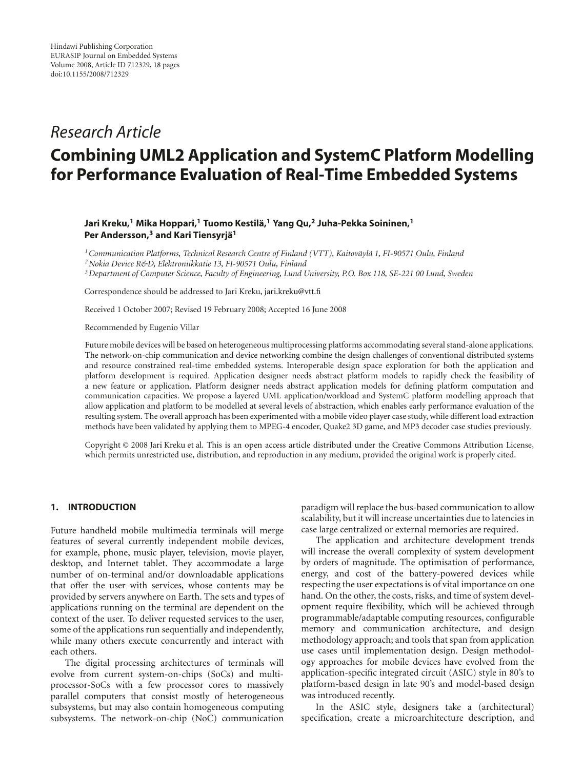Hindawi Publishing Corporation
EURASIP Journal on Embedded Systems
Volume 2008, Article ID 712329, 18 pages
doi:10.1155/2008/712329

*Research Article*

# Combining UML2 Application and SystemC Platform Modelling for Performance Evaluation of Real-Time Embedded Systems

**Jari Kreku,[1] Mika Hoppari,[1] Tuomo Kestilä,[1] Yang Qu,[2] Juha-Pekka Soininen,[1] Per Andersson,[3] and Kari Tiensyrjä[1]**

[1] *Communication Platforms, Technical Research Centre of Finland (VTT), Kaitoväylä 1, FI-90571 Oulu, Finland*
[2] *Nokia Device R&D, Elektroniikkatie 13, FI-90571 Oulu, Finland*
[3] *Department of Computer Science, Faculty of Engineering, Lund University, P.O. Box 118, SE-221 00 Lund, Sweden*

Correspondence should be addressed to Jari Kreku, jari.kreku@vtt.fi

Received 1 October 2007; Revised 19 February 2008; Accepted 16 June 2008

Recommended by Eugenio Villar

Future mobile devices will be based on heterogeneous multiprocessing platforms accommodating several stand-alone applications. The network-on-chip communication and device networking combine the design challenges of conventional distributed systems and resource constrained real-time embedded systems. Interoperable design space exploration for both the application and platform development is required. Application designer needs abstract platform models to rapidly check the feasibility of a new feature or application. Platform designer needs abstract application models for defining platform computation and communication capacities. We propose a layered UML application/workload and SystemC platform modelling approach that allow application and platform to be modelled at several levels of abstraction, which enables early performance evaluation of the resulting system. The overall approach has been experimented with a mobile video player case study, while different load extraction methods have been validated by applying them to MPEG-4 encoder, Quake2 3D game, and MP3 decoder case studies previously.

Copyright © 2008 Jari Kreku et al. This is an open access article distributed under the Creative Commons Attribution License, which permits unrestricted use, distribution, and reproduction in any medium, provided the original work is properly cited.

## 1. INTRODUCTION

Future handheld mobile multimedia terminals will merge features of several currently independent mobile devices, for example, phone, music player, television, movie player, desktop, and Internet tablet. They accommodate a large number of on-terminal and/or downloadable applications that offer the user with services, whose contents may be provided by servers anywhere on Earth. The sets and types of applications running on the terminal are dependent on the context of the user. To deliver requested services to the user, some of the applications run sequentially and independently, while many others execute concurrently and interact with each others.

The digital processing architectures of terminals will evolve from current system-on-chips (SoCs) and multiprocessor-SoCs with a few processor cores to massively parallel computers that consist mostly of heterogeneous subsystems, but may also contain homogeneous computing subsystems. The network-on-chip (NoC) communication paradigm will replace the bus-based communication to allow scalability, but it will increase uncertainties due to latencies in case large centralized or external memories are required.

The application and architecture development trends will increase the overall complexity of system development by orders of magnitude. The optimisation of performance, energy, and cost of the battery-powered devices while respecting the user expectations is of vital importance on one hand. On the other, the costs, risks, and time of system development require flexibility, which will be achieved through programmable/adaptable computing resources, configurable memory and communication architecture, and design methodology approach; and tools that span from application use cases until implementation design. Design methodology approaches for mobile devices have evolved from the application-specific integrated circuit (ASIC) style in 80's to platform-based design in late 90's and model-based design was introduced recently.

In the ASIC style, designers take a (architectural) specification, create a microarchitecture description, and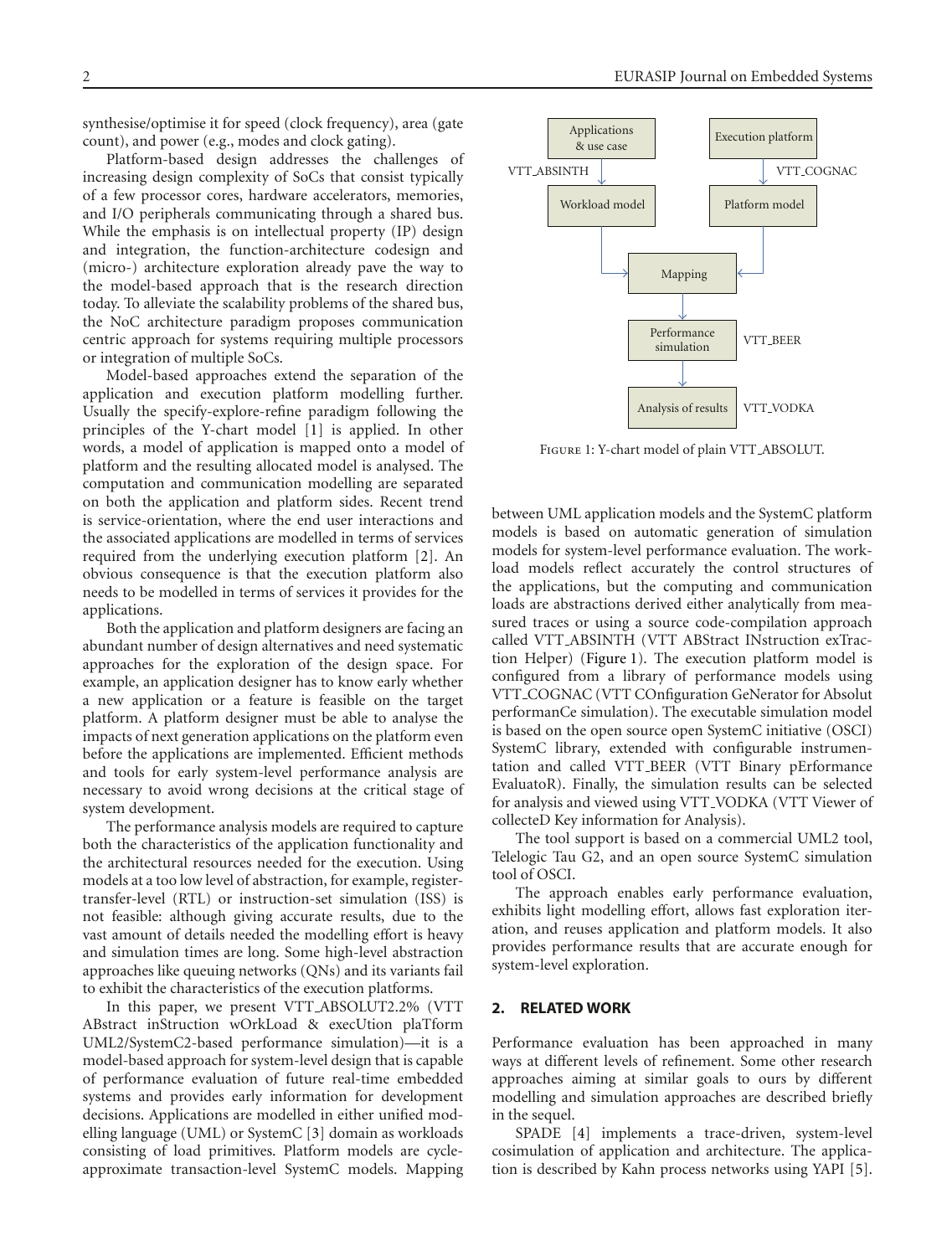synthesise/optimise it for speed (clock frequency), area (gate count), and power (e.g., modes and clock gating).

Platform-based design addresses the challenges of increasing design complexity of SoCs that consist typically of a few processor cores, hardware accelerators, memories, and I/O peripherals communicating through a shared bus. While the emphasis is on intellectual property (IP) design and integration, the function-architecture codesign and (micro-) architecture exploration already pave the way to the model-based approach that is the research direction today. To alleviate the scalability problems of the shared bus, the NoC architecture paradigm proposes communication centric approach for systems requiring multiple processors or integration of multiple SoCs.

Model-based approaches extend the separation of the application and execution platform modelling further. Usually the specify-explore-refine paradigm following the principles of the Y-chart model [1] is applied. In other words, a model of application is mapped onto a model of platform and the resulting allocated model is analysed. The computation and communication modelling are separated on both the application and platform sides. Recent trend is service-orientation, where the end user interactions and the associated applications are modelled in terms of services required from the underlying execution platform [2]. An obvious consequence is that the execution platform also needs to be modelled in terms of services it provides for the applications.

Both the application and platform designers are facing an abundant number of design alternatives and need systematic approaches for the exploration of the design space. For example, an application designer has to know early whether a new application or a feature is feasible on the target platform. A platform designer must be able to analyse the impacts of next generation applications on the platform even before the applications are implemented. Efficient methods and tools for early system-level performance analysis are necessary to avoid wrong decisions at the critical stage of system development.

The performance analysis models are required to capture both the characteristics of the application functionality and the architectural resources needed for the execution. Using models at a too low level of abstraction, for example, register-transfer-level (RTL) or instruction-set simulation (ISS) is not feasible: although giving accurate results, due to the vast amount of details needed the modelling effort is heavy and simulation times are long. Some high-level abstraction approaches like queuing networks (QNs) and its variants fail to exhibit the characteristics of the execution platforms.

In this paper, we present VTT_ABSOLUT2.2% (VTT ABstract inStruction wOrKLoad & execUtion plaTform UML2/SystemC2-based performance simulation)—it is a model-based approach for system-level design that is capable of performance evaluation of future real-time embedded systems and provides early information for development decisions. Applications are modelled in either unified modelling language (UML) or SystemC [3] domain as workloads consisting of load primitives. Platform models are cycle-approximate transaction-level SystemC models. Mapping between UML application models and the SystemC platform models is based on automatic generation of simulation models for system-level performance evaluation. The workload models reflect accurately the control structures of the applications, but the computing and communication loads are abstractions derived either analytically from measured traces or using a source code-compilation approach called VTT_ABSINTH (VTT ABStract INstruction exTraction Helper) (Figure 1). The execution platform model is configured from a library of performance models using VTT_COGNAC (VTT COnfiguration GeNerator for Absolut performanCe simulation). The executable simulation model is based on the open source open SystemC initiative (OSCI) SystemC library, extended with configurable instrumentation and called VTT_BEER (VTT Binary pErformance EvaluatoR). Finally, the simulation results can be selected for analysis and viewed using VTT_VODKA (VTT Viewer of collecteD Key information for Analysis).

Applications & use case

Execution platform

VTT_ABSINTH

VTT_COGNAC

Workload model

Platform model

Mapping

Performance simulation

VTT_BEER

Analysis of results

VTT_VODKA

Figure 1: Y-chart model of plain VTT_ABSOLUT.

The tool support is based on a commercial UML2 tool, Telelogic Tau G2, and an open source SystemC simulation tool of OSCI.

The approach enables early performance evaluation, exhibits light modelling effort, allows fast exploration iteration, and reuses application and platform models. It also provides performance results that are accurate enough for system-level exploration.

## 2. RELATED WORK

Performance evaluation has been approached in many ways at different levels of refinement. Some other research approaches aiming at similar goals to ours by different modelling and simulation approaches are described briefly in the sequel.

SPADE [4] implements a trace-driven, system-level cosimulation of application and architecture. The application is described by Kahn process networks using YAPI [5].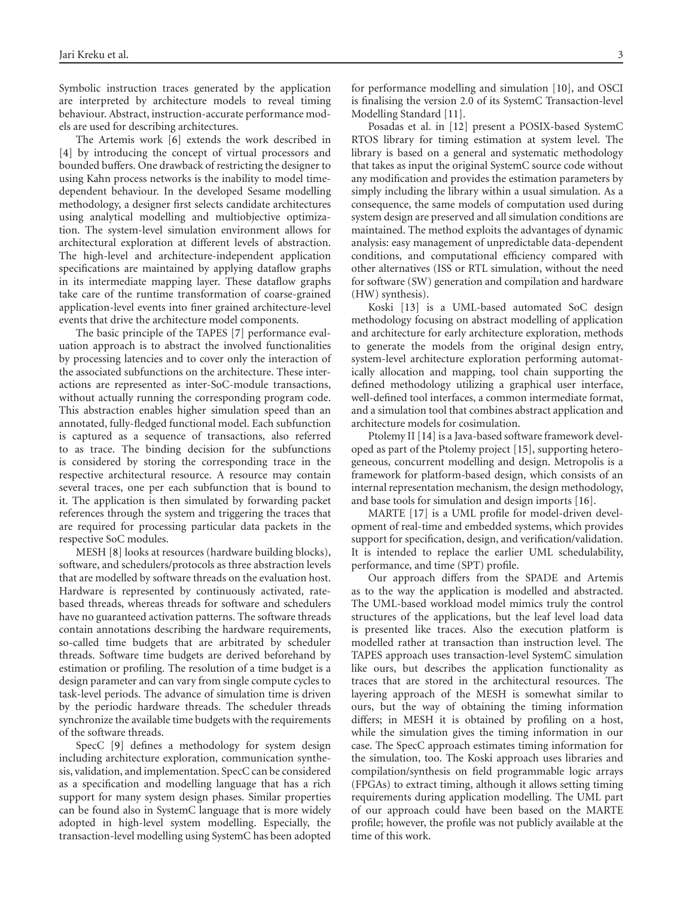Symbolic instruction traces generated by the application are interpreted by architecture models to reveal timing behaviour. Abstract, instruction-accurate performance models are used for describing architectures.

The Artemis work [6] extends the work described in [4] by introducing the concept of virtual processors and bounded buffers. One drawback of restricting the designer to using Kahn process networks is the inability to model time-dependent behaviour. In the developed Sesame modelling methodology, a designer first selects candidate architectures using analytical modelling and multiobjective optimization. The system-level simulation environment allows for architectural exploration at different levels of abstraction. The high-level and architecture-independent application specifications are maintained by applying dataflow graphs in its intermediate mapping layer. These dataflow graphs take care of the runtime transformation of coarse-grained application-level events into finer grained architecture-level events that drive the architecture model components.

The basic principle of the TAPES [7] performance evaluation approach is to abstract the involved functionalities by processing latencies and to cover only the interaction of the associated subfunctions on the architecture. These interactions are represented as inter-SoC-module transactions, without actually running the corresponding program code. This abstraction enables higher simulation speed than an annotated, fully-fledged functional model. Each subfunction is captured as a sequence of transactions, also referred to as trace. The binding decision for the subfunctions is considered by storing the corresponding trace in the respective architectural resource. A resource may contain several traces, one per each subfunction that is bound to it. The application is then simulated by forwarding packet references through the system and triggering the traces that are required for processing particular data packets in the respective SoC modules.

MESH [8] looks at resources (hardware building blocks), software, and schedulers/protocols as three abstraction levels that are modelled by software threads on the evaluation host. Hardware is represented by continuously activated, rate-based threads, whereas threads for software and schedulers have no guaranteed activation patterns. The software threads contain annotations describing the hardware requirements, so-called time budgets that are arbitrated by scheduler threads. Software time budgets are derived beforehand by estimation or profiling. The resolution of a time budget is a design parameter and can vary from single compute cycles to task-level periods. The advance of simulation time is driven by the periodic hardware threads. The scheduler threads synchronize the available time budgets with the requirements of the software threads.

SpecC [9] defines a methodology for system design including architecture exploration, communication synthesis, validation, and implementation. SpecC can be considered as a specification and modelling language that has a rich support for many system design phases. Similar properties can be found also in SystemC language that is more widely adopted in high-level system modelling. Especially, the transaction-level modelling using SystemC has been adopted for performance modelling and simulation [10], and OSCI is finalising the version 2.0 of its SystemC Transaction-level Modelling Standard [11].

Posadas et al. in [12] present a POSIX-based SystemC RTOS library for timing estimation at system level. The library is based on a general and systematic methodology that takes as input the original SystemC source code without any modification and provides the estimation parameters by simply including the library within a usual simulation. As a consequence, the same models of computation used during system design are preserved and all simulation conditions are maintained. The method exploits the advantages of dynamic analysis: easy management of unpredictable data-dependent conditions, and computational efficiency compared with other alternatives (ISS or RTL simulation, without the need for software (SW) generation and compilation and hardware (HW) synthesis).

Koski [13] is a UML-based automated SoC design methodology focusing on abstract modelling of application and architecture for early architecture exploration, methods to generate the models from the original design entry, system-level architecture exploration performing automatically allocation and mapping, tool chain supporting the defined methodology utilizing a graphical user interface, well-defined tool interfaces, a common intermediate format, and a simulation tool that combines abstract application and architecture models for cosimulation.

Ptolemy II [14] is a Java-based software framework developed as part of the Ptolemy project [15], supporting heterogeneous, concurrent modelling and design. Metropolis is a framework for platform-based design, which consists of an internal representation mechanism, the design methodology, and base tools for simulation and design imports [16].

MARTE [17] is a UML profile for model-driven development of real-time and embedded systems, which provides support for specification, design, and verification/validation. It is intended to replace the earlier UML schedulability, performance, and time (SPT) profile.

Our approach differs from the SPADE and Artemis as to the way the application is modelled and abstracted. The UML-based workload model mimics truly the control structures of the applications, but the leaf level load data is presented like traces. Also the execution platform is modelled rather at transaction than instruction level. The TAPES approach uses transaction-level SystemC simulation like ours, but describes the application functionality as traces that are stored in the architectural resources. The layering approach of the MESH is somewhat similar to ours, but the way of obtaining the timing information differs; in MESH it is obtained by profiling on a host, while the simulation gives the timing information in our case. The SpecC approach estimates timing information for the simulation, too. The Koski approach uses libraries and compilation/synthesis on field programmable logic arrays (FPGAs) to extract timing, although it allows setting timing requirements during application modelling. The UML part of our approach could have been based on the MARTE profile; however, the profile was not publicly available at the time of this work.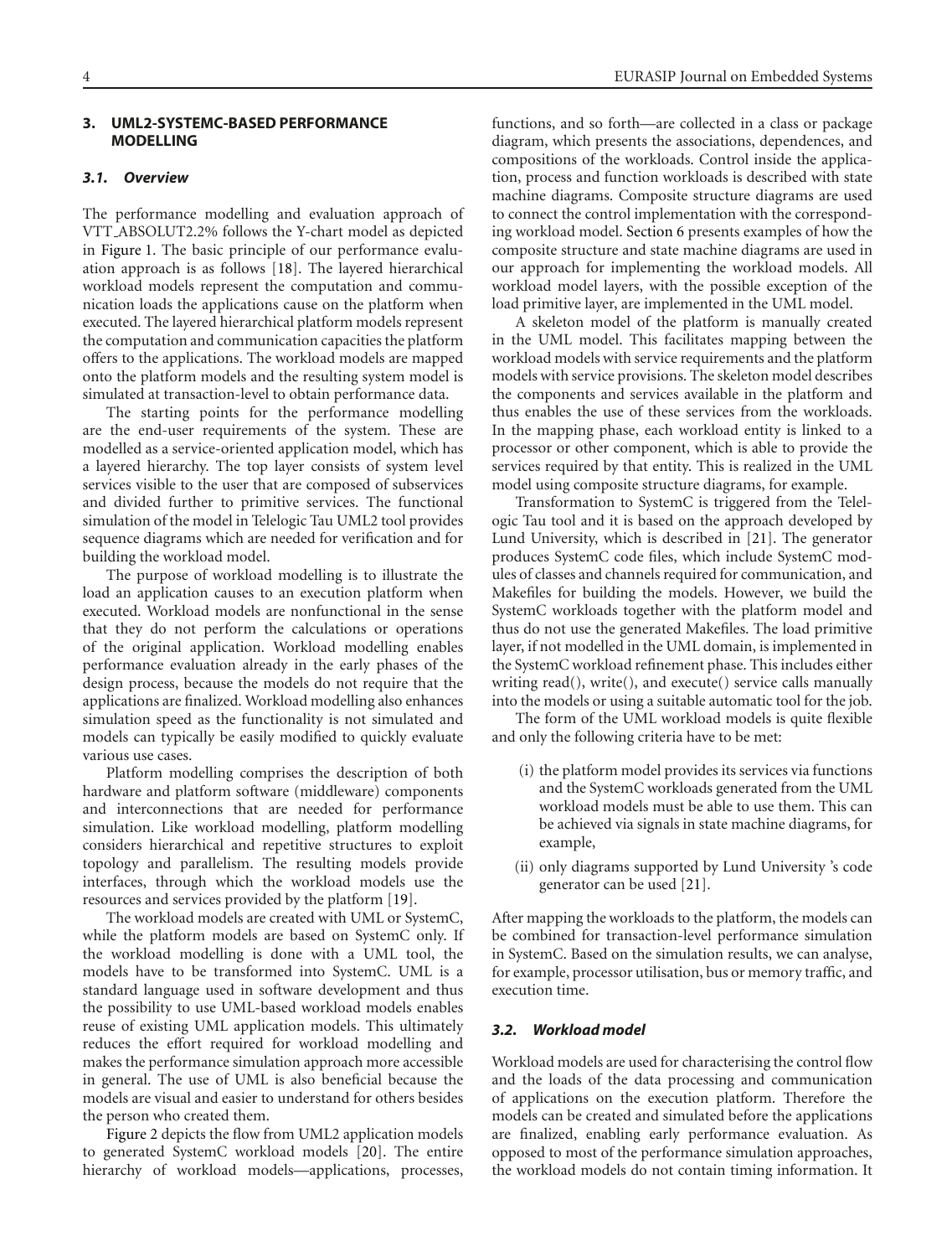## 3. UML2-SYSTEMC-BASED PERFORMANCE MODELLING

### 3.1. Overview

The performance modelling and evaluation approach of VTT_ABSOLUT2.2% follows the Y-chart model as depicted in Figure 1. The basic principle of our performance evaluation approach is as follows [18]. The layered hierarchical workload models represent the computation and communication loads the applications cause on the platform when executed. The layered hierarchical platform models represent the computation and communication capacities the platform offers to the applications. The workload models are mapped onto the platform models and the resulting system model is simulated at transaction-level to obtain performance data.

The starting points for the performance modelling are the end-user requirements of the system. These are modelled as a service-oriented application model, which has a layered hierarchy. The top layer consists of system level services visible to the user that are composed of subservices and divided further to primitive services. The functional simulation of the model in Telelogic Tau UML2 tool provides sequence diagrams which are needed for verification and for building the workload model.

The purpose of workload modelling is to illustrate the load an application causes to an execution platform when executed. Workload models are nonfunctional in the sense that they do not perform the calculations or operations of the original application. Workload modelling enables performance evaluation already in the early phases of the design process, because the models do not require that the applications are finalized. Workload modelling also enhances simulation speed as the functionality is not simulated and models can typically be easily modified to quickly evaluate various use cases.

Platform modelling comprises the description of both hardware and platform software (middleware) components and interconnections that are needed for performance simulation. Like workload modelling, platform modelling considers hierarchical and repetitive structures to exploit topology and parallelism. The resulting models provide interfaces, through which the workload models use the resources and services provided by the platform [19].

The workload models are created with UML or SystemC, while the platform models are based on SystemC only. If the workload modelling is done with a UML tool, the models have to be transformed into SystemC. UML is a standard language used in software development and thus the possibility to use UML-based workload models enables reuse of existing UML application models. This ultimately reduces the effort required for workload modelling and makes the performance simulation approach more accessible in general. The use of UML is also beneficial because the models are visual and easier to understand for others besides the person who created them.

Figure 2 depicts the flow from UML2 application models to generated SystemC workload models [20]. The entire hierarchy of workload models—applications, processes, functions, and so forth—are collected in a class or package diagram, which presents the associations, dependences, and compositions of the workloads. Control inside the application, process and function workloads is described with state machine diagrams. Composite structure diagrams are used to connect the control implementation with the corresponding workload model. Section 6 presents examples of how the composite structure and state machine diagrams are used in our approach for implementing the workload models. All workload model layers, with the possible exception of the load primitive layer, are implemented in the UML model.

A skeleton model of the platform is manually created in the UML model. This facilitates mapping between the workload models with service requirements and the platform models with service provisions. The skeleton model describes the components and services available in the platform and thus enables the use of these services from the workloads. In the mapping phase, each workload entity is linked to a processor or other component, which is able to provide the services required by that entity. This is realized in the UML model using composite structure diagrams, for example.

Transformation to SystemC is triggered from the Telelogic Tau tool and it is based on the approach developed by Lund University, which is described in [21]. The generator produces SystemC code files, which include SystemC modules of classes and channels required for communication, and Makefiles for building the models. However, we build the SystemC workloads together with the platform model and thus do not use the generated Makefiles. The load primitive layer, if not modelled in the UML domain, is implemented in the SystemC workload refinement phase. This includes either writing read(), write(), and execute() service calls manually into the models or using a suitable automatic tool for the job.

The form of the UML workload models is quite flexible and only the following criteria have to be met:

(i) the platform model provides its services via functions and the SystemC workloads generated from the UML workload models must be able to use them. This can be achieved via signals in state machine diagrams, for example,

(ii) only diagrams supported by Lund University 's code generator can be used [21].

After mapping the workloads to the platform, the models can be combined for transaction-level performance simulation in SystemC. Based on the simulation results, we can analyse, for example, processor utilisation, bus or memory traffic, and execution time.

### 3.2. Workload model

Workload models are used for characterising the control flow and the loads of the data processing and communication of applications on the execution platform. Therefore the models can be created and simulated before the applications are finalized, enabling early performance evaluation. As opposed to most of the performance simulation approaches, the workload models do not contain timing information. It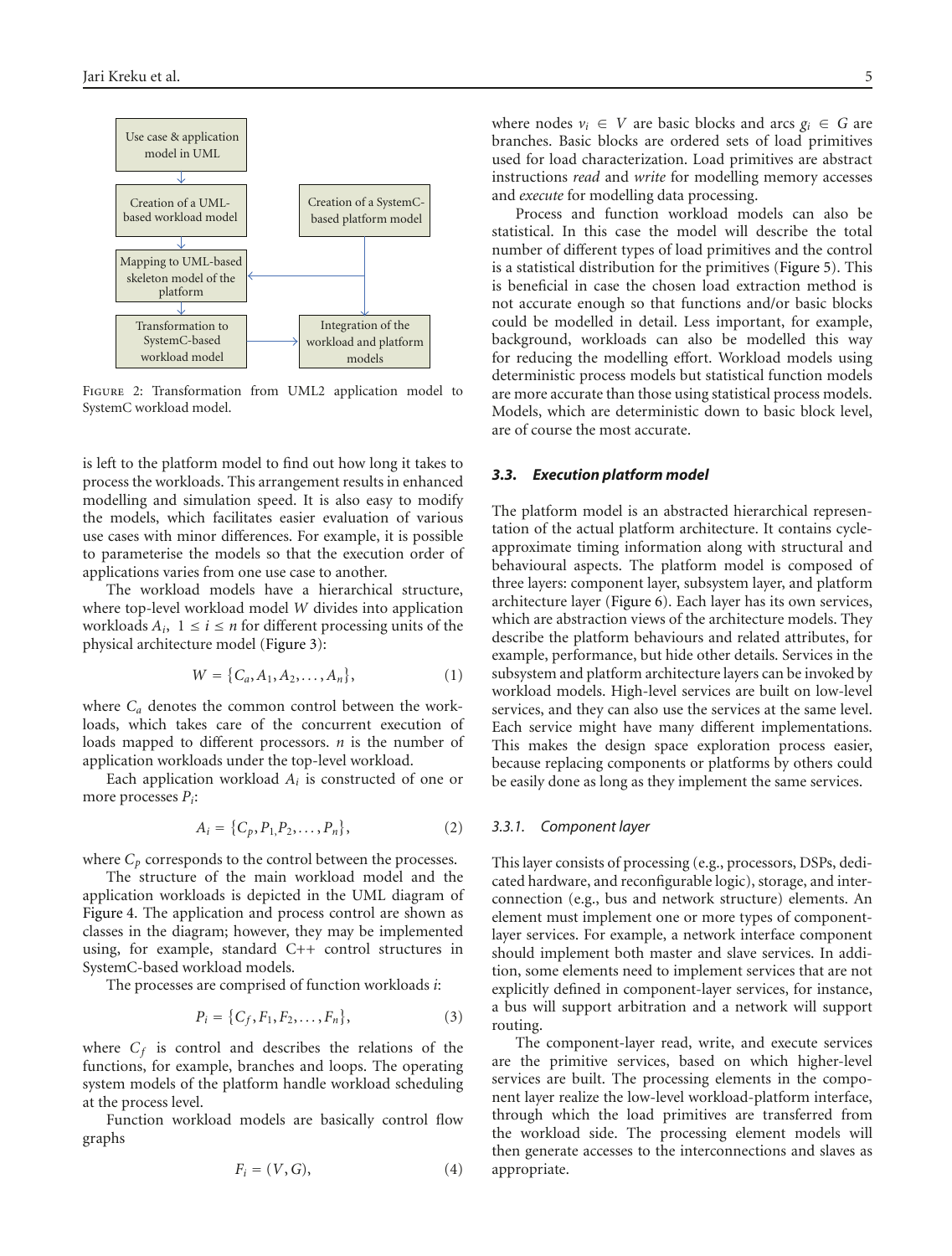Use case & application model in UML

Creation of a UML-based workload model

Creation of a SystemC-based platform model

Mapping to UML-based skeleton model of the platform

Transformation to SystemC-based workload model

Integration of the workload and platform models

Figure 2: Transformation from UML2 application model to SystemC workload model.

is left to the platform model to find out how long it takes to process the workloads. This arrangement results in enhanced modelling and simulation speed. It is also easy to modify the models, which facilitates easier evaluation of various use cases with minor differences. For example, it is possible to parameterise the models so that the execution order of applications varies from one use case to another.

The workload models have a hierarchical structure, where top-level workload model $W$ divides into application workloads $A_i$, $1 \leq i \leq n$ for different processing units of the physical architecture model (Figure 3):

$$W = \{C_a, A_1, A_2, \ldots, A_n\}, \quad (1)$$

where $C_a$ denotes the common control between the workloads, which takes care of the concurrent execution of loads mapped to different processors. $n$ is the number of application workloads under the top-level workload.

Each application workload $A_i$ is constructed of one or more processes $P_i$:

$$A_i = \{C_p, P_{1,} P_2, \ldots, P_n\}, \quad (2)$$

where $C_p$ corresponds to the control between the processes.

The structure of the main workload model and the application workloads is depicted in the UML diagram of Figure 4. The application and process control are shown as classes in the diagram; however, they may be implemented using, for example, standard C++ control structures in SystemC-based workload models.

The processes are comprised of function workloads $i$:

$$P_i = \{C_f, F_1, F_2, \ldots, F_n\}, \quad (3)$$

where $C_f$ is control and describes the relations of the functions, for example, branches and loops. The operating system models of the platform handle workload scheduling at the process level.

Function workload models are basically control flow graphs

$$F_i = (V, G), \quad (4)$$

where nodes $v_i \in V$ are basic blocks and arcs $g_i \in G$ are branches. Basic blocks are ordered sets of load primitives used for load characterization. Load primitives are abstract instructions *read* and *write* for modelling memory accesses and *execute* for modelling data processing.

Process and function workload models can also be statistical. In this case the model will describe the total number of different types of load primitives and the control is a statistical distribution for the primitives (Figure 5). This is beneficial in case the chosen load extraction method is not accurate enough so that functions and/or basic blocks could be modelled in detail. Less important, for example, background, workloads can also be modelled this way for reducing the modelling effort. Workload models using deterministic process models but statistical function models are more accurate than those using statistical process models. Models, which are deterministic down to basic block level, are of course the most accurate.

### *3.3. Execution platform model*

The platform model is an abstracted hierarchical representation of the actual platform architecture. It contains cycle-approximate timing information along with structural and behavioural aspects. The platform model is composed of three layers: component layer, subsystem layer, and platform architecture layer (Figure 6). Each layer has its own services, which are abstraction views of the architecture models. They describe the platform behaviours and related attributes, for example, performance, but hide other details. Services in the subsystem and platform architecture layers can be invoked by workload models. High-level services are built on low-level services, and they can also use the services at the same level. Each service might have many different implementations. This makes the design space exploration process easier, because replacing components or platforms by others could be easily done as long as they implement the same services.

#### *3.3.1. Component layer*

This layer consists of processing (e.g., processors, DSPs, dedicated hardware, and reconfigurable logic), storage, and interconnection (e.g., bus and network structure) elements. An element must implement one or more types of component-layer services. For example, a network interface component should implement both master and slave services. In addition, some elements need to implement services that are not explicitly defined in component-layer services, for instance, a bus will support arbitration and a network will support routing.

The component-layer read, write, and execute services are the primitive services, based on which higher-level services are built. The processing elements in the component layer realize the low-level workload-platform interface, through which the load primitives are transferred from the workload side. The processing element models will then generate accesses to the interconnections and slaves as appropriate.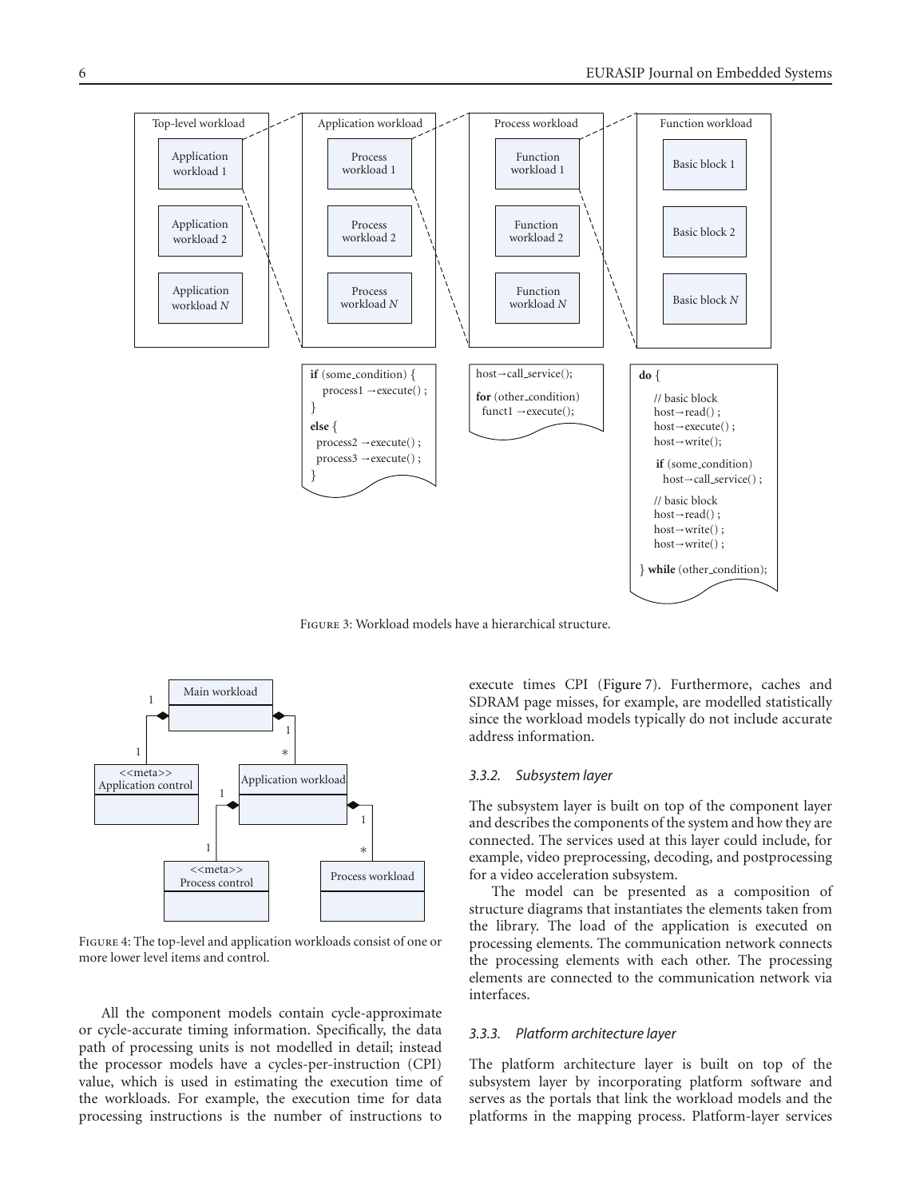Figure 3: Workload models have a hierarchical structure.

Figure 4: The top-level and application workloads consist of one or more lower level items and control.

All the component models contain cycle-approximate or cycle-accurate timing information. Specifically, the data path of processing units is not modelled in detail; instead the processor models have a cycles-per-instruction (CPI) value, which is used in estimating the execution time of the workloads. For example, the execution time for data processing instructions is the number of instructions to execute times CPI (Figure 7). Furthermore, caches and SDRAM page misses, for example, are modelled statistically since the workload models typically do not include accurate address information.

#### *3.3.2. Subsystem layer*

The subsystem layer is built on top of the component layer and describes the components of the system and how they are connected. The services used at this layer could include, for example, video preprocessing, decoding, and postprocessing for a video acceleration subsystem.

The model can be presented as a composition of structure diagrams that instantiates the elements taken from the library. The load of the application is executed on processing elements. The communication network connects the processing elements with each other. The processing elements are connected to the communication network via interfaces.

#### *3.3.3. Platform architecture layer*

The platform architecture layer is built on top of the subsystem layer by incorporating platform software and serves as the portals that link the workload models and the platforms in the mapping process. Platform-layer services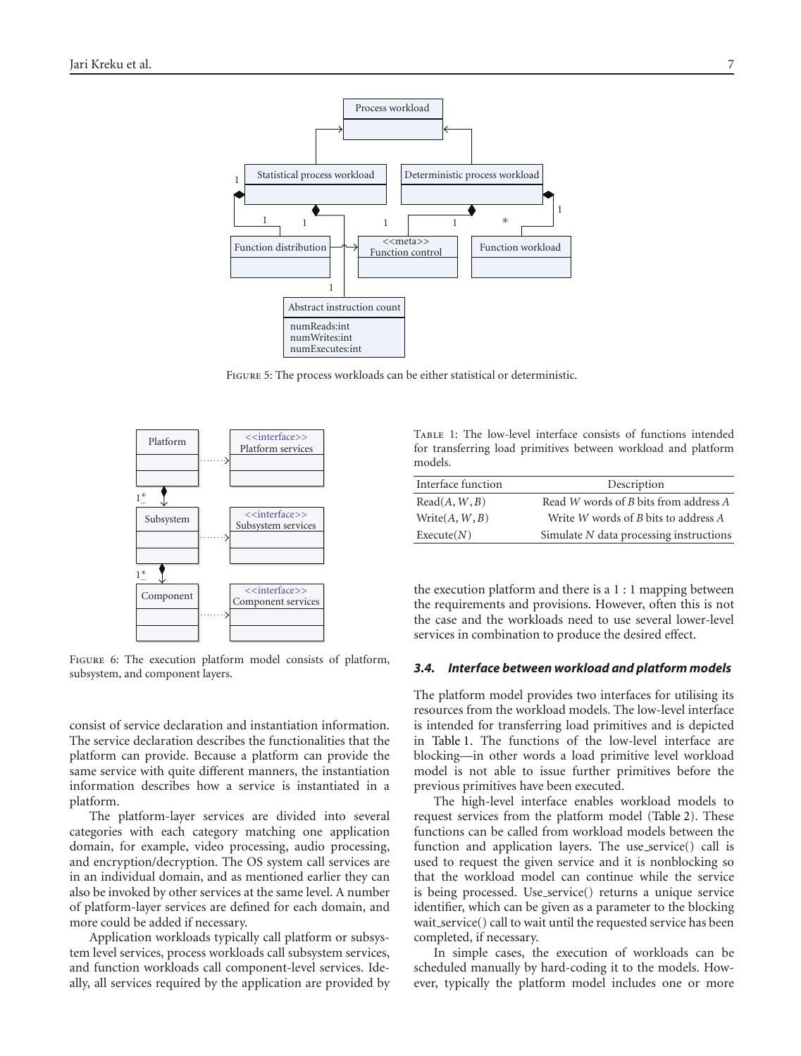Process workload

Statistical process workload

Deterministic process workload

Function distribution

<<meta>>
Function control

Function workload

Abstract instruction count

numReads:int
numWrites:int
numExecutes:int

1 1 1 1 1 * 1 1

Figure 5: The process workloads can be either statistical or deterministic.

Platform

<<interface>>
Platform services

Subsystem

<<interface>>
Subsystem services

Component

<<interface>>
Component services

1...*

1...*

Figure 6: The execution platform model consists of platform, subsystem, and component layers.

consist of service declaration and instantiation information. The service declaration describes the functionalities that the platform can provide. Because a platform can provide the same service with quite different manners, the instantiation information describes how a service is instantiated in a platform.

The platform-layer services are divided into several categories with each category matching one application domain, for example, video processing, audio processing, and encryption/decryption. The OS system call services are in an individual domain, and as mentioned earlier they can also be invoked by other services at the same level. A number of platform-layer services are defined for each domain, and more could be added if necessary.

Application workloads typically call platform or subsystem level services, process workloads call subsystem services, and function workloads call component-level services. Ideally, all services required by the application are provided by

Table 1: The low-level interface consists of functions intended for transferring load primitives between workload and platform models.

| Interface function | Description |
|---|---|
| Read($A$, $W$, $B$) | Read $W$ words of $B$ bits from address $A$ |
| Write($A$, $W$, $B$) | Write $W$ words of $B$ bits to address $A$ |
| Execute($N$) | Simulate $N$ data processing instructions |

the execution platform and there is a 1 : 1 mapping between the requirements and provisions. However, often this is not the case and the workloads need to use several lower-level services in combination to produce the desired effect.

### 3.4. Interface between workload and platform models

The platform model provides two interfaces for utilising its resources from the workload models. The low-level interface is intended for transferring load primitives and is depicted in Table 1. The functions of the low-level interface are blocking—in other words a load primitive level workload model is not able to issue further primitives before the previous primitives have been executed.

The high-level interface enables workload models to request services from the platform model (Table 2). These functions can be called from workload models between the function and application layers. The use_service() call is used to request the given service and it is nonblocking so that the workload model can continue while the service is being processed. Use_service() returns a unique service identifier, which can be given as a parameter to the blocking wait_service() call to wait until the requested service has been completed, if necessary.

In simple cases, the execution of workloads can be scheduled manually by hard-coding it to the models. However, typically the platform model includes one or more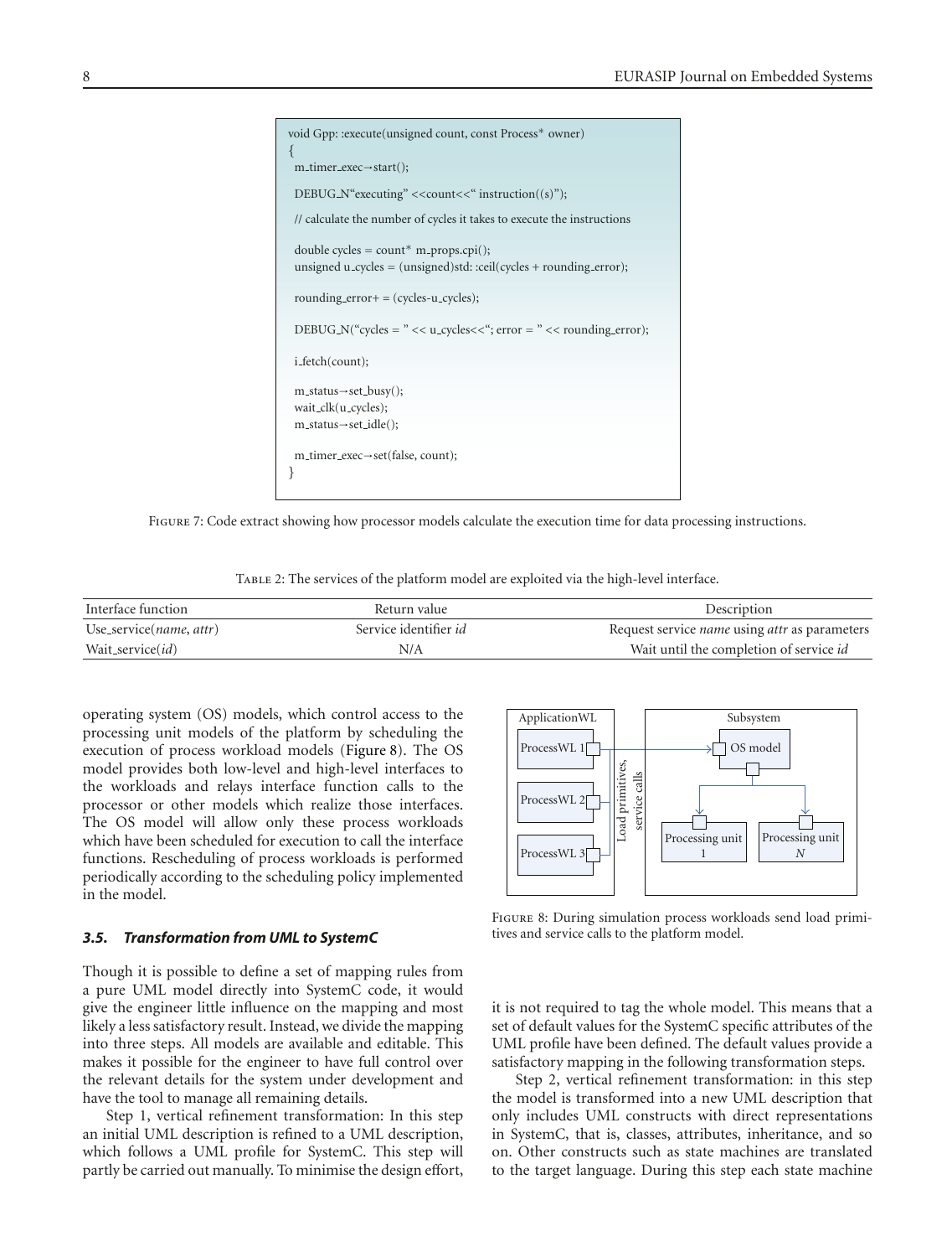```
void Gpp: :execute(unsigned count, const Process* owner)
{
  m_timer_exec→start();

  DEBUG_N"executing" <<count<<" instruction((s)");

  // calculate the number of cycles it takes to execute the instructions

  double cycles = count* m_props.cpi();
  unsigned u_cycles = (unsigned)std: :ceil(cycles + rounding_error);

  rounding_error+ = (cycles-u_cycles);

  DEBUG_N("cycles = " << u_cycles<<"; error = " << rounding_error);

  i_fetch(count);

  m_status→set_busy();
  wait_clk(u_cycles);
  m_status→set_idle();

  m_timer_exec→set(false, count);
}
```

Figure 7: Code extract showing how processor models calculate the execution time for data processing instructions.

Table 2: The services of the platform model are exploited via the high-level interface.

| Interface function | Return value | Description |
|---|---|---|
| Use_service(*name*, *attr*) | Service identifier *id* | Request service *name* using *attr* as parameters |
| Wait_service(*id*) | N/A | Wait until the completion of service *id* |

operating system (OS) models, which control access to the processing unit models of the platform by scheduling the execution of process workload models (Figure 8). The OS model provides both low-level and high-level interfaces to the workloads and relays interface function calls to the processor or other models which realize those interfaces. The OS model will allow only these process workloads which have been scheduled for execution to call the interface functions. Rescheduling of process workloads is performed periodically according to the scheduling policy implemented in the model.

Figure 8: During simulation process workloads send load primitives and service calls to the platform model.

### 3.5. Transformation from UML to SystemC

Though it is possible to define a set of mapping rules from a pure UML model directly into SystemC code, it would give the engineer little influence on the mapping and most likely a less satisfactory result. Instead, we divide the mapping into three steps. All models are available and editable. This makes it possible for the engineer to have full control over the relevant details for the system under development and have the tool to manage all remaining details.

Step 1, vertical refinement transformation: In this step an initial UML description is refined to a UML description, which follows a UML profile for SystemC. This step will partly be carried out manually. To minimise the design effort, it is not required to tag the whole model. This means that a set of default values for the SystemC specific attributes of the UML profile have been defined. The default values provide a satisfactory mapping in the following transformation steps.

Step 2, vertical refinement transformation: in this step the model is transformed into a new UML description that only includes UML constructs with direct representations in SystemC, that is, classes, attributes, inheritance, and so on. Other constructs such as state machines are translated to the target language. During this step each state machine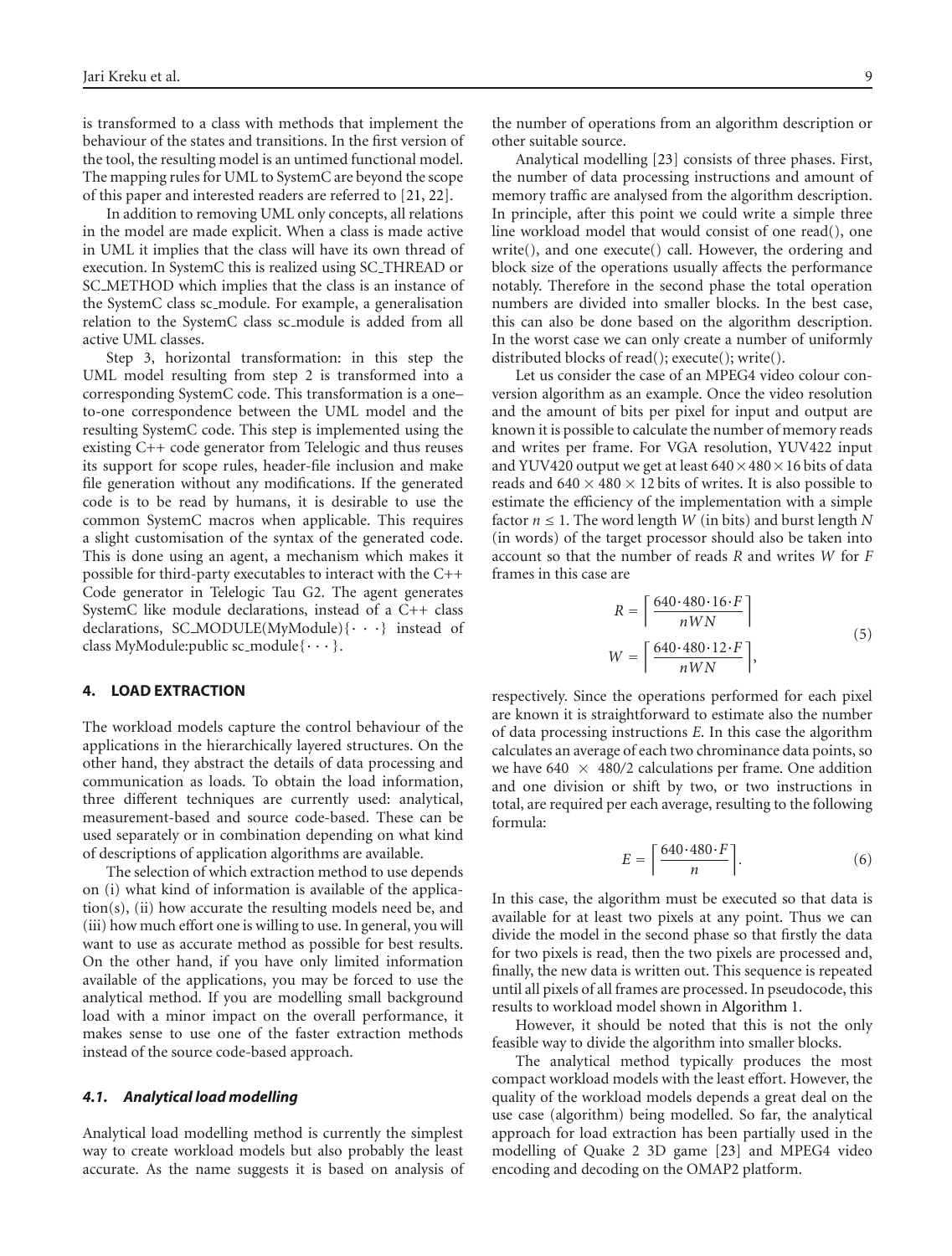is transformed to a class with methods that implement the behaviour of the states and transitions. In the first version of the tool, the resulting model is an untimed functional model. The mapping rules for UML to SystemC are beyond the scope of this paper and interested readers are referred to [21, 22].

In addition to removing UML only concepts, all relations in the model are made explicit. When a class is made active in UML it implies that the class will have its own thread of execution. In SystemC this is realized using SC_THREAD or SC_METHOD which implies that the class is an instance of the SystemC class sc_module. For example, a generalisation relation to the SystemC class sc_module is added from all active UML classes.

Step 3, horizontal transformation: in this step the UML model resulting from step 2 is transformed into a corresponding SystemC code. This transformation is a one–to-one correspondence between the UML model and the resulting SystemC code. This step is implemented using the existing C++ code generator from Telelogic and thus reuses its support for scope rules, header-file inclusion and make file generation without any modifications. If the generated code is to be read by humans, it is desirable to use the common SystemC macros when applicable. This requires a slight customisation of the syntax of the generated code. This is done using an agent, a mechanism which makes it possible for third-party executables to interact with the C++ Code generator in Telelogic Tau G2. The agent generates SystemC like module declarations, instead of a C++ class declarations, SC_MODULE(MyModule){· · ·} instead of class MyModule:public sc_module{· · ·}.

## 4. LOAD EXTRACTION

The workload models capture the control behaviour of the applications in the hierarchically layered structures. On the other hand, they abstract the details of data processing and communication as loads. To obtain the load information, three different techniques are currently used: analytical, measurement-based and source code-based. These can be used separately or in combination depending on what kind of descriptions of application algorithms are available.

The selection of which extraction method to use depends on (i) what kind of information is available of the application(s), (ii) how accurate the resulting models need be, and (iii) how much effort one is willing to use. In general, you will want to use as accurate method as possible for best results. On the other hand, if you have only limited information available of the applications, you may be forced to use the analytical method. If you are modelling small background load with a minor impact on the overall performance, it makes sense to use one of the faster extraction methods instead of the source code-based approach.

### *4.1. Analytical load modelling*

Analytical load modelling method is currently the simplest way to create workload models but also probably the least accurate. As the name suggests it is based on analysis of the number of operations from an algorithm description or other suitable source.

Analytical modelling [23] consists of three phases. First, the number of data processing instructions and amount of memory traffic are analysed from the algorithm description. In principle, after this point we could write a simple three line workload model that would consist of one read(), one write(), and one execute() call. However, the ordering and block size of the operations usually affects the performance notably. Therefore in the second phase the total operation numbers are divided into smaller blocks. In the best case, this can also be done based on the algorithm description. In the worst case we can only create a number of uniformly distributed blocks of read(); execute(); write().

Let us consider the case of an MPEG4 video colour conversion algorithm as an example. Once the video resolution and the amount of bits per pixel for input and output are known it is possible to calculate the number of memory reads and writes per frame. For VGA resolution, YUV422 input and YUV420 output we get at least $640 \times 480 \times 16$ bits of data reads and $640 \times 480 \times 12$ bits of writes. It is also possible to estimate the efficiency of the implementation with a simple factor $n \leq 1$. The word length $W$ (in bits) and burst length $N$ (in words) of the target processor should also be taken into account so that the number of reads $R$ and writes $W$ for $F$ frames in this case are

$$
\begin{aligned}
R &= \left\lceil \frac{640 \cdot 480 \cdot 16 \cdot F}{nWN} \right\rceil \\
W &= \left\lceil \frac{640 \cdot 480 \cdot 12 \cdot F}{nWN} \right\rceil,
\end{aligned}
\tag{5}
$$

respectively. Since the operations performed for each pixel are known it is straightforward to estimate also the number of data processing instructions $E$. In this case the algorithm calculates an average of each two chrominance data points, so we have $640 \times 480/2$ calculations per frame. One addition and one division or shift by two, or two instructions in total, are required per each average, resulting to the following formula:

$$
E = \left\lceil \frac{640 \cdot 480 \cdot F}{n} \right\rceil. \tag{6}
$$

In this case, the algorithm must be executed so that data is available for at least two pixels at any point. Thus we can divide the model in the second phase so that firstly the data for two pixels is read, then the two pixels are processed and, finally, the new data is written out. This sequence is repeated until all pixels of all frames are processed. In pseudocode, this results to workload model shown in Algorithm 1.

However, it should be noted that this is not the only feasible way to divide the algorithm into smaller blocks.

The analytical method typically produces the most compact workload models with the least effort. However, the quality of the workload models depends a great deal on the use case (algorithm) being modelled. So far, the analytical approach for load extraction has been partially used in the modelling of Quake 2 3D game [23] and MPEG4 video encoding and decoding on the OMAP2 platform.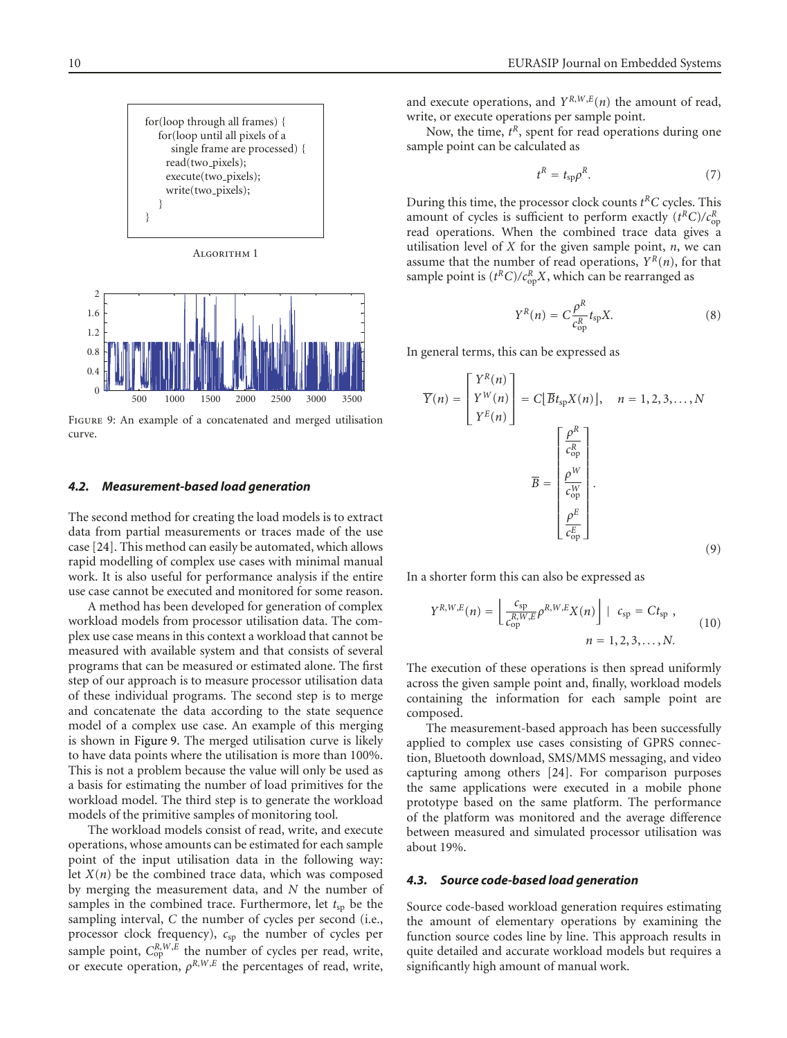```
for(loop through all frames) {
  for(loop until all pixels of a
     single frame are processed) {
    read(two_pixels);
    execute(two_pixels);
    write(two_pixels);
  }
}
```

Algorithm 1

Figure 9: An example of a concatenated and merged utilisation curve.

### 4.2. Measurement-based load generation

The second method for creating the load models is to extract data from partial measurements or traces made of the use case [24]. This method can easily be automated, which allows rapid modelling of complex use cases with minimal manual work. It is also useful for performance analysis if the entire use case cannot be executed and monitored for some reason.

A method has been developed for generation of complex workload models from processor utilisation data. The complex use case means in this context a workload that cannot be measured with available system and that consists of several programs that can be measured or estimated alone. The first step of our approach is to measure processor utilisation data of these individual programs. The second step is to merge and concatenate the data according to the state sequence model of a complex use case. An example of this merging is shown in Figure 9. The merged utilisation curve is likely to have data points where the utilisation is more than 100%. This is not a problem because the value will only be used as a basis for estimating the number of load primitives for the workload model. The third step is to generate the workload models of the primitive samples of monitoring tool.

The workload models consist of read, write, and execute operations, whose amounts can be estimated for each sample point of the input utilisation data in the following way: let $X(n)$ be the combined trace data, which was composed by merging the measurement data, and $N$ the number of samples in the combined trace. Furthermore, let $t_{sp}$ be the sampling interval, $C$ the number of cycles per second (i.e., processor clock frequency), $c_{sp}$ the number of cycles per sample point, $C_{op}^{R,W,E}$ the number of cycles per read, write, or execute operation, $\rho^{R,W,E}$ the percentages of read, write, and execute operations, and $Y^{R,W,E}(n)$ the amount of read, write, or execute operations per sample point.

Now, the time, $t^R$, spent for read operations during one sample point can be calculated as

$$t^R = t_{sp}\rho^R. \tag{7}$$

During this time, the processor clock counts $t^R C$ cycles. This amount of cycles is sufficient to perform exactly $(t^R C)/c_{op}^R$ read operations. When the combined trace data gives a utilisation level of $X$ for the given sample point, $n$, we can assume that the number of read operations, $Y^R(n)$, for that sample point is $(t^R C)/c_{op}^R X$, which can be rearranged as

$$Y^R(n) = C\frac{\rho^R}{c_{op}^R}t_{sp}X. \tag{8}$$

In general terms, this can be expressed as

$$\overline{Y}(n) = \begin{bmatrix} Y^R(n) \\ Y^W(n) \\ Y^E(n) \end{bmatrix} = C\left\lfloor \overline{B}t_{sp}X(n)\right\rfloor, \quad n = 1,2,3,\ldots,N$$
$$\overline{B} = \begin{bmatrix} \dfrac{\rho^R}{c_{op}^R} \\ \dfrac{\rho^W}{c_{op}^W} \\ \dfrac{\rho^E}{c_{op}^E} \end{bmatrix}. \tag{9}$$

In a shorter form this can also be expressed as

$$Y^{R,W,E}(n) = \left\lfloor \frac{c_{sp}}{c_{op}^{R,W,E}}\rho^{R,W,E}X(n)\right\rfloor \mid c_{sp} = Ct_{sp}, \quad n = 1,2,3,\ldots,N. \tag{10}$$

The execution of these operations is then spread uniformly across the given sample point and, finally, workload models containing the information for each sample point are composed.

The measurement-based approach has been successfully applied to complex use cases consisting of GPRS connection, Bluetooth download, SMS/MMS messaging, and video capturing among others [24]. For comparison purposes the same applications were executed in a mobile phone prototype based on the same platform. The performance of the platform was monitored and the average difference between measured and simulated processor utilisation was about 19%.

### 4.3. Source code-based load generation

Source code-based workload generation requires estimating the amount of elementary operations by examining the function source codes line by line. This approach results in quite detailed and accurate workload models but requires a significantly high amount of manual work.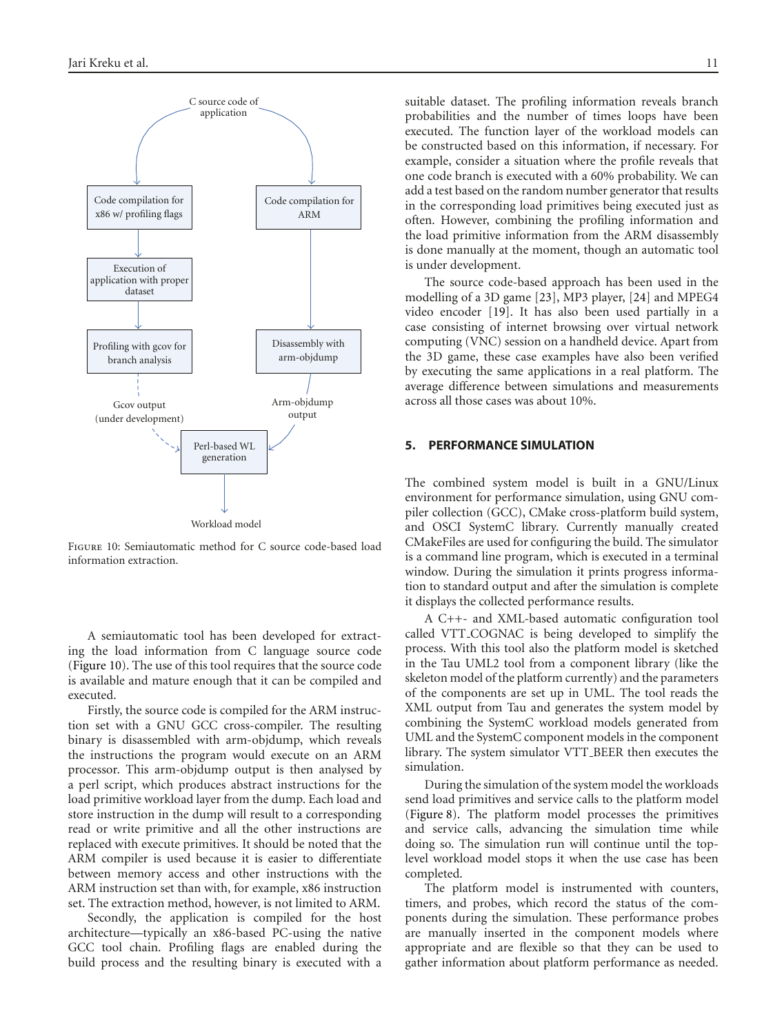Figure 10: Semiautomatic method for C source code-based load information extraction.

A semiautomatic tool has been developed for extracting the load information from C language source code (Figure 10). The use of this tool requires that the source code is available and mature enough that it can be compiled and executed.

Firstly, the source code is compiled for the ARM instruction set with a GNU GCC cross-compiler. The resulting binary is disassembled with arm-objdump, which reveals the instructions the program would execute on an ARM processor. This arm-objdump output is then analysed by a perl script, which produces abstract instructions for the load primitive workload layer from the dump. Each load and store instruction in the dump will result to a corresponding read or write primitive and all the other instructions are replaced with execute primitives. It should be noted that the ARM compiler is used because it is easier to differentiate between memory access and other instructions with the ARM instruction set than with, for example, x86 instruction set. The extraction method, however, is not limited to ARM.

Secondly, the application is compiled for the host architecture—typically an x86-based PC-using the native GCC tool chain. Profiling flags are enabled during the build process and the resulting binary is executed with a suitable dataset. The profiling information reveals branch probabilities and the number of times loops have been executed. The function layer of the workload models can be constructed based on this information, if necessary. For example, consider a situation where the profile reveals that one code branch is executed with a 60% probability. We can add a test based on the random number generator that results in the corresponding load primitives being executed just as often. However, combining the profiling information and the load primitive information from the ARM disassembly is done manually at the moment, though an automatic tool is under development.

The source code-based approach has been used in the modelling of a 3D game [23], MP3 player, [24] and MPEG4 video encoder [19]. It has also been used partially in a case consisting of internet browsing over virtual network computing (VNC) session on a handheld device. Apart from the 3D game, these case examples have also been verified by executing the same applications in a real platform. The average difference between simulations and measurements across all those cases was about 10%.

## 5. PERFORMANCE SIMULATION

The combined system model is built in a GNU/Linux environment for performance simulation, using GNU compiler collection (GCC), CMake cross-platform build system, and OSCI SystemC library. Currently manually created CMakeFiles are used for configuring the build. The simulator is a command line program, which is executed in a terminal window. During the simulation it prints progress information to standard output and after the simulation is complete it displays the collected performance results.

A C++- and XML-based automatic configuration tool called VTT_COGNAC is being developed to simplify the process. With this tool also the platform model is sketched in the Tau UML2 tool from a component library (like the skeleton model of the platform currently) and the parameters of the components are set up in UML. The tool reads the XML output from Tau and generates the system model by combining the SystemC workload models generated from UML and the SystemC component models in the component library. The system simulator VTT_BEER then executes the simulation.

During the simulation of the system model the workloads send load primitives and service calls to the platform model (Figure 8). The platform model processes the primitives and service calls, advancing the simulation time while doing so. The simulation run will continue until the top-level workload model stops it when the use case has been completed.

The platform model is instrumented with counters, timers, and probes, which record the status of the components during the simulation. These performance probes are manually inserted in the component models where appropriate and are flexible so that they can be used to gather information about platform performance as needed.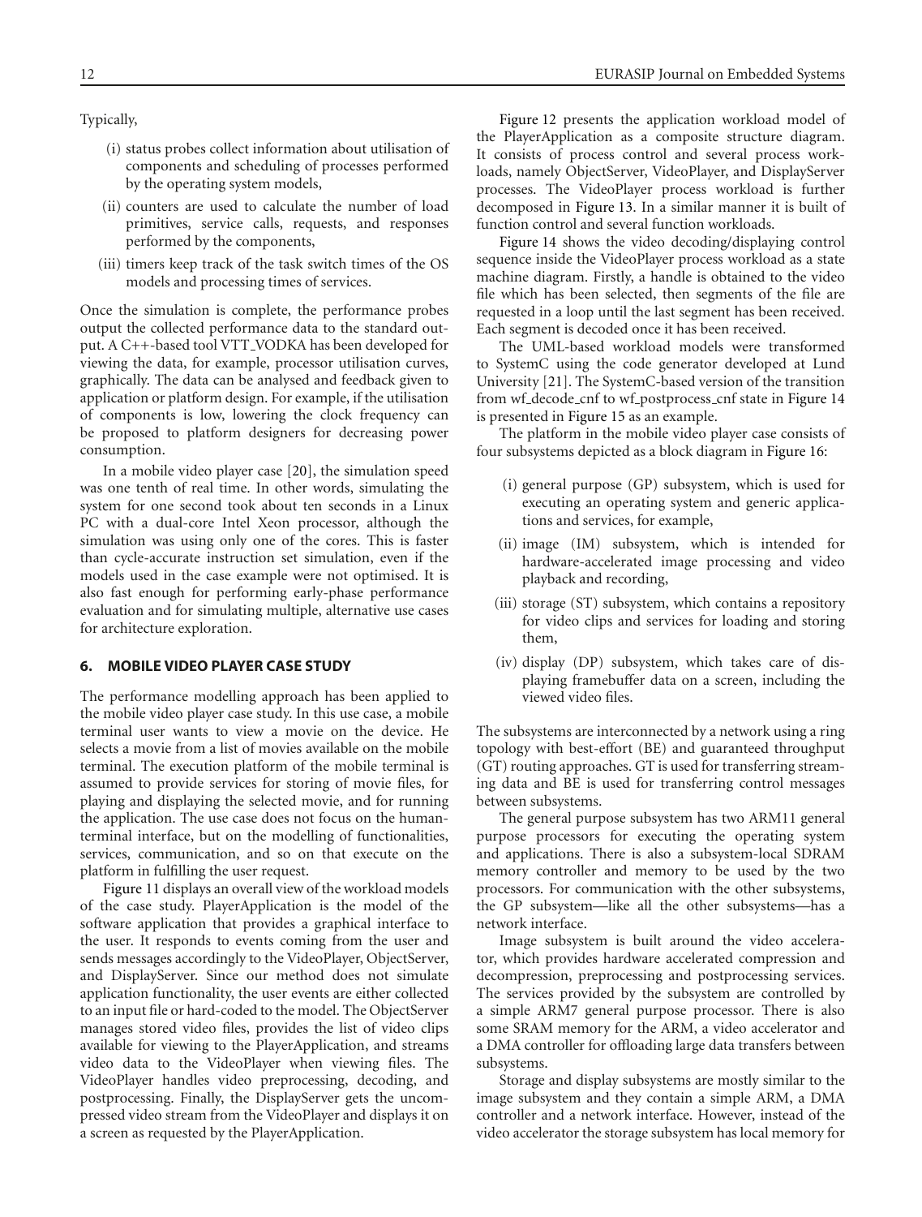Typically,

(i) status probes collect information about utilisation of components and scheduling of processes performed by the operating system models,

(ii) counters are used to calculate the number of load primitives, service calls, requests, and responses performed by the components,

(iii) timers keep track of the task switch times of the OS models and processing times of services.

Once the simulation is complete, the performance probes output the collected performance data to the standard output. A C++-based tool VTT_VODKA has been developed for viewing the data, for example, processor utilisation curves, graphically. The data can be analysed and feedback given to application or platform design. For example, if the utilisation of components is low, lowering the clock frequency can be proposed to platform designers for decreasing power consumption.

In a mobile video player case [20], the simulation speed was one tenth of real time. In other words, simulating the system for one second took about ten seconds in a Linux PC with a dual-core Intel Xeon processor, although the simulation was using only one of the cores. This is faster than cycle-accurate instruction set simulation, even if the models used in the case example were not optimised. It is also fast enough for performing early-phase performance evaluation and for simulating multiple, alternative use cases for architecture exploration.

## 6. MOBILE VIDEO PLAYER CASE STUDY

The performance modelling approach has been applied to the mobile video player case study. In this use case, a mobile terminal user wants to view a movie on the device. He selects a movie from a list of movies available on the mobile terminal. The execution platform of the mobile terminal is assumed to provide services for storing of movie files, for playing and displaying the selected movie, and for running the application. The use case does not focus on the human-terminal interface, but on the modelling of functionalities, services, communication, and so on that execute on the platform in fulfilling the user request.

Figure 11 displays an overall view of the workload models of the case study. PlayerApplication is the model of the software application that provides a graphical interface to the user. It responds to events coming from the user and sends messages accordingly to the VideoPlayer, ObjectServer, and DisplayServer. Since our method does not simulate application functionality, the user events are either collected to an input file or hard-coded to the model. The ObjectServer manages stored video files, provides the list of video clips available for viewing to the PlayerApplication, and streams video data to the VideoPlayer when viewing files. The VideoPlayer handles video preprocessing, decoding, and postprocessing. Finally, the DisplayServer gets the uncompressed video stream from the VideoPlayer and displays it on a screen as requested by the PlayerApplication.

Figure 12 presents the application workload model of the PlayerApplication as a composite structure diagram. It consists of process control and several process workloads, namely ObjectServer, VideoPlayer, and DisplayServer processes. The VideoPlayer process workload is further decomposed in Figure 13. In a similar manner it is built of function control and several function workloads.

Figure 14 shows the video decoding/displaying control sequence inside the VideoPlayer process workload as a state machine diagram. Firstly, a handle is obtained to the video file which has been selected, then segments of the file are requested in a loop until the last segment has been received. Each segment is decoded once it has been received.

The UML-based workload models were transformed to SystemC using the code generator developed at Lund University [21]. The SystemC-based version of the transition from wf_decode_cnf to wf_postprocess_cnf state in Figure 14 is presented in Figure 15 as an example.

The platform in the mobile video player case consists of four subsystems depicted as a block diagram in Figure 16:

(i) general purpose (GP) subsystem, which is used for executing an operating system and generic applications and services, for example,

(ii) image (IM) subsystem, which is intended for hardware-accelerated image processing and video playback and recording,

(iii) storage (ST) subsystem, which contains a repository for video clips and services for loading and storing them,

(iv) display (DP) subsystem, which takes care of displaying framebuffer data on a screen, including the viewed video files.

The subsystems are interconnected by a network using a ring topology with best-effort (BE) and guaranteed throughput (GT) routing approaches. GT is used for transferring streaming data and BE is used for transferring control messages between subsystems.

The general purpose subsystem has two ARM11 general purpose processors for executing the operating system and applications. There is also a subsystem-local SDRAM memory controller and memory to be used by the two processors. For communication with the other subsystems, the GP subsystem—like all the other subsystems—has a network interface.

Image subsystem is built around the video accelerator, which provides hardware accelerated compression and decompression, preprocessing and postprocessing services. The services provided by the subsystem are controlled by a simple ARM7 general purpose processor. There is also some SRAM memory for the ARM, a video accelerator and a DMA controller for offloading large data transfers between subsystems.

Storage and display subsystems are mostly similar to the image subsystem and they contain a simple ARM, a DMA controller and a network interface. However, instead of the video accelerator the storage subsystem has local memory for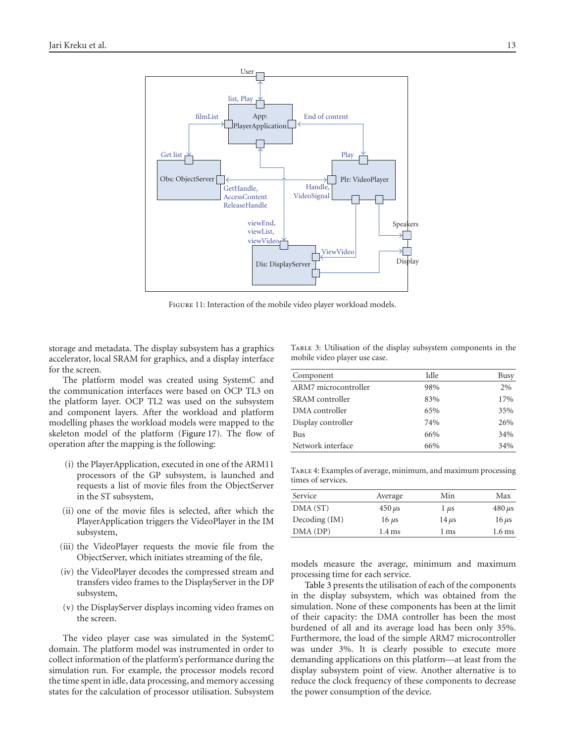FIGURE 11: Interaction of the mobile video player workload models.

storage and metadata. The display subsystem has a graphics accelerator, local SRAM for graphics, and a display interface for the screen.

The platform model was created using SystemC and the communication interfaces were based on OCP TL3 on the platform layer. OCP TL2 was used on the subsystem and component layers. After the workload and platform modelling phases the workload models were mapped to the skeleton model of the platform (Figure 17). The flow of operation after the mapping is the following:

(i) the PlayerApplication, executed in one of the ARM11 processors of the GP subsystem, is launched and requests a list of movie files from the ObjectServer in the ST subsystem,

(ii) one of the movie files is selected, after which the PlayerApplication triggers the VideoPlayer in the IM subsystem,

(iii) the VideoPlayer requests the movie file from the ObjectServer, which initiates streaming of the file,

(iv) the VideoPlayer decodes the compressed stream and transfers video frames to the DisplayServer in the DP subsystem,

(v) the DisplayServer displays incoming video frames on the screen.

The video player case was simulated in the SystemC domain. The platform model was instrumented in order to collect information of the platform's performance during the simulation run. For example, the processor models record the time spent in idle, data processing, and memory accessing states for the calculation of processor utilisation. Subsystem models measure the average, minimum and maximum processing time for each service.

TABLE 3: Utilisation of the display subsystem components in the mobile video player use case.

| Component | Idle | Busy |
|---|---|---|
| ARM7 microcontroller | 98% | 2% |
| SRAM controller | 83% | 17% |
| DMA controller | 65% | 35% |
| Display controller | 74% | 26% |
| Bus | 66% | 34% |
| Network interface | 66% | 34% |

TABLE 4: Examples of average, minimum, and maximum processing times of services.

| Service | Average | Min | Max |
|---|---|---|---|
| DMA (ST) | 450 $\mu$s | 1 $\mu$s | 480 $\mu$s |
| Decoding (IM) | 16 $\mu$s | 14 $\mu$s | 16 $\mu$s |
| DMA (DP) | 1.4 ms | 1 ms | 1.6 ms |

Table 3 presents the utilisation of each of the components in the display subsystem, which was obtained from the simulation. None of these components has been at the limit of their capacity: the DMA controller has been the most burdened of all and its average load has been only 35%. Furthermore, the load of the simple ARM7 microcontroller was under 3%. It is clearly possible to execute more demanding applications on this platform—at least from the display subsystem point of view. Another alternative is to reduce the clock frequency of these components to decrease the power consumption of the device.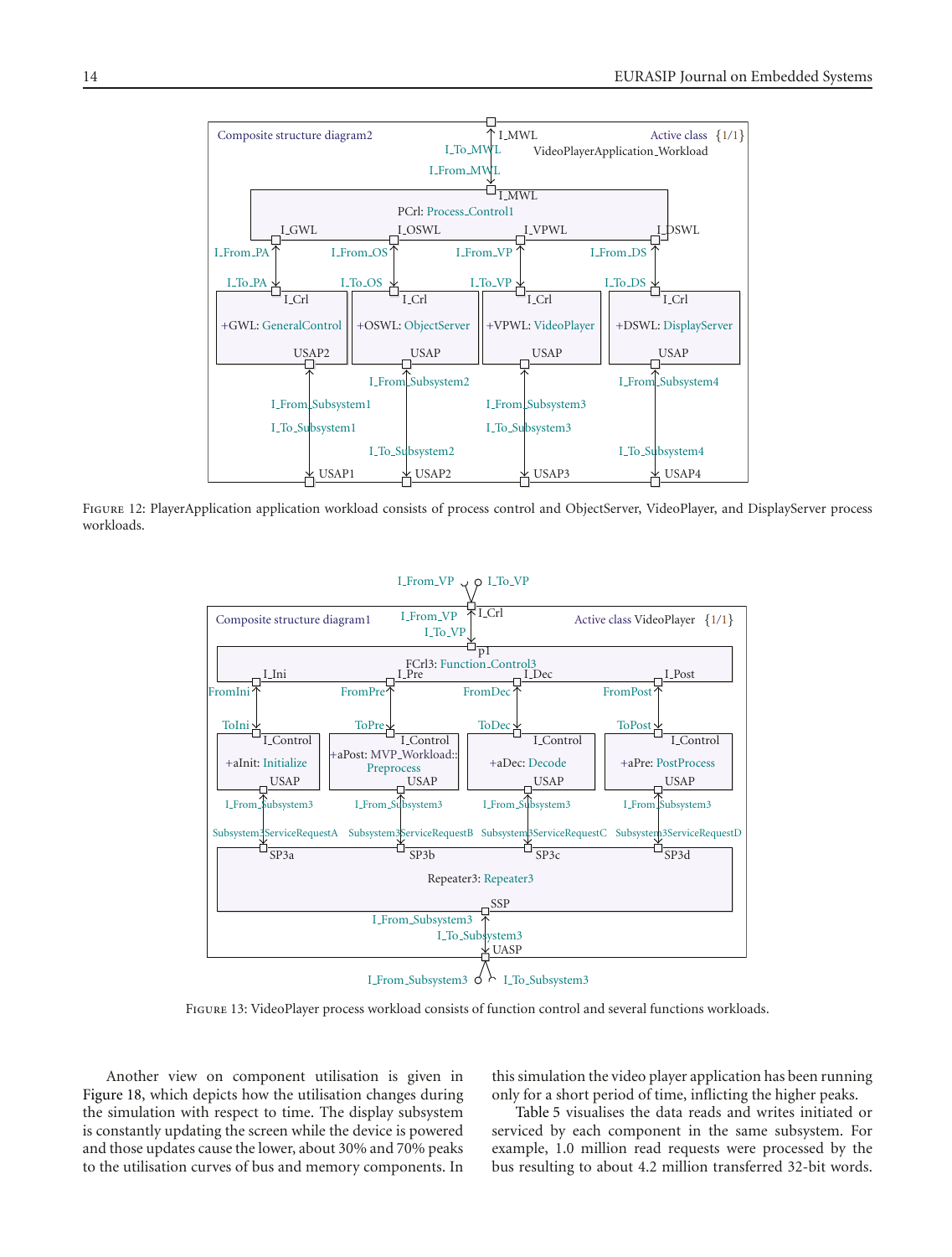FIGURE 12: PlayerApplication application workload consists of process control and ObjectServer, VideoPlayer, and DisplayServer process workloads.

FIGURE 13: VideoPlayer process workload consists of function control and several functions workloads.

Another view on component utilisation is given in Figure 18, which depicts how the utilisation changes during the simulation with respect to time. The display subsystem is constantly updating the screen while the device is powered and those updates cause the lower, about 30% and 70% peaks to the utilisation curves of bus and memory components. In this simulation the video player application has been running only for a short period of time, inflicting the higher peaks.

Table 5 visualises the data reads and writes initiated or serviced by each component in the same subsystem. For example, 1.0 million read requests were processed by the bus resulting to about 4.2 million transferred 32-bit words.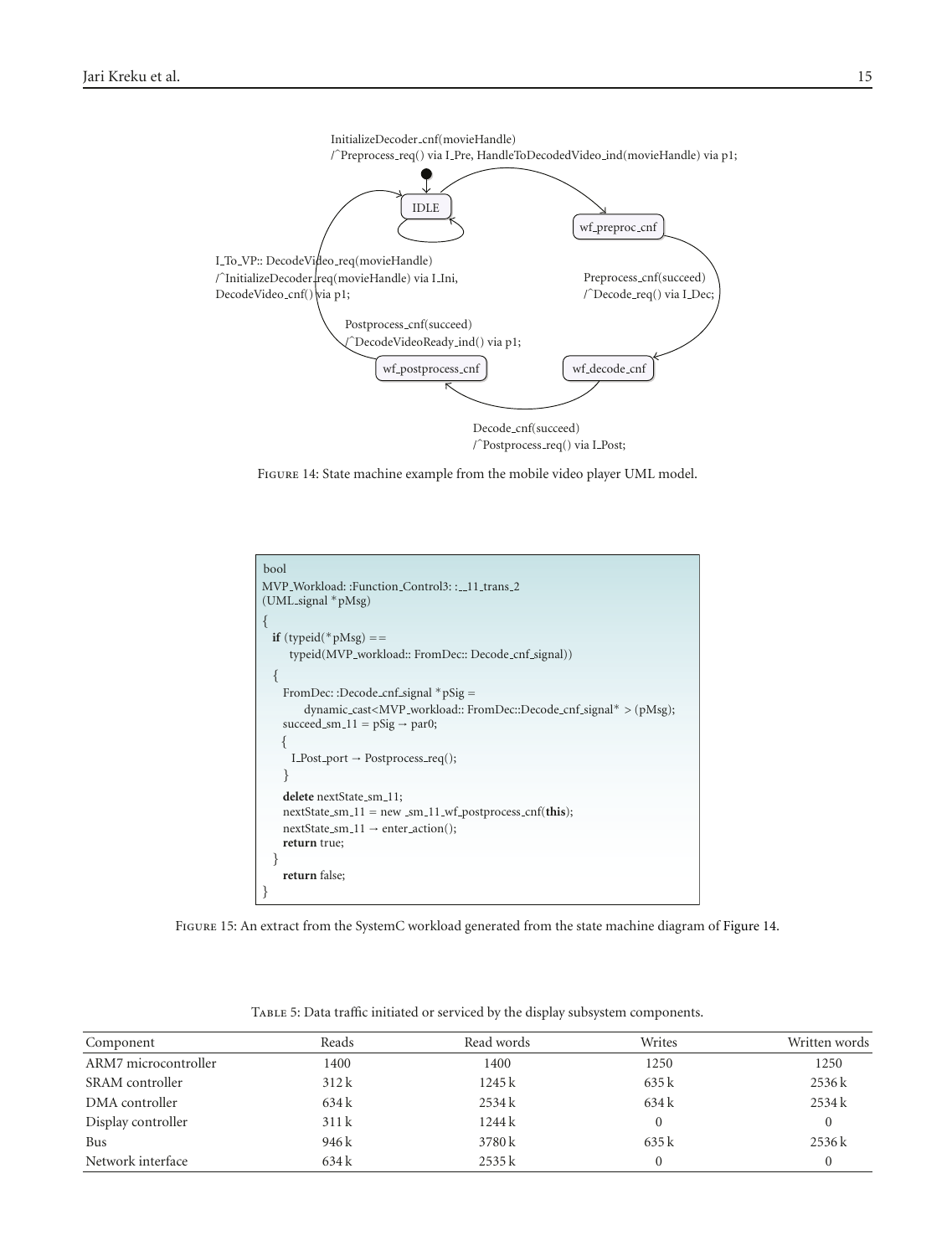InitializeDecoder_cnf(movieHandle)
/^Preprocess_req() via I_Pre, HandleToDecodedVideo_ind(movieHandle) via p1;

IDLE

wf_preproc_cnf

I_To_VP:: DecodeVideo_req(movieHandle)
/^InitializeDecoder_req(movieHandle) via I_Ini,
DecodeVideo_cnf() via p1;

Preprocess_cnf(succeed)
/^Decode_req() via I_Dec;

Postprocess_cnf(succeed)
/^DecodeVideoReady_ind() via p1;

wf_postprocess_cnf

wf_decode_cnf

Decode_cnf(succeed)
/^Postprocess_req() via I_Post;

Figure 14: State machine example from the mobile video player UML model.

```
bool
MVP_Workload: :Function_Control3: :__11_trans_2
(UML_signal *pMsg)
{
  if (typeid(*pMsg) ==
      typeid(MVP_workload:: FromDec:: Decode_cnf_signal))
  {
    FromDec: :Decode_cnf_signal *pSig =
          dynamic_cast<MVP_workload:: FromDec::Decode_cnf_signal* > (pMsg);
    succeed_sm_11 = pSig → par0;
    {
      I_Post_port → Postprocess_req();
    }
    delete nextState_sm_11;
    nextState_sm_11 = new _sm_11_wf_postprocess_cnf(this);
    nextState_sm_11 → enter_action();
    return true;
  }
    return false;
}
```

Figure 15: An extract from the SystemC workload generated from the state machine diagram of Figure 14.

Table 5: Data traffic initiated or serviced by the display subsystem components.

| Component | Reads | Read words | Writes | Written words |
|---|---|---|---|---|
| ARM7 microcontroller | 1400 | 1400 | 1250 | 1250 |
| SRAM controller | 312 k | 1245 k | 635 k | 2536 k |
| DMA controller | 634 k | 2534 k | 634 k | 2534 k |
| Display controller | 311 k | 1244 k | 0 | 0 |
| Bus | 946 k | 3780 k | 635 k | 2536 k |
| Network interface | 634 k | 2535 k | 0 | 0 |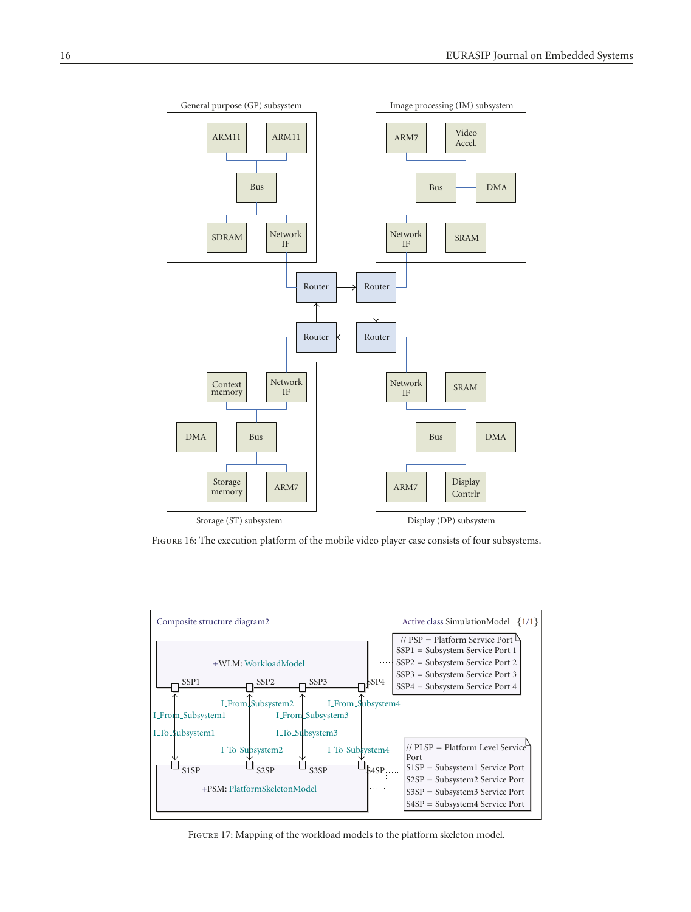Figure 16: The execution platform of the mobile video player case consists of four subsystems.

Figure 17: Mapping of the workload models to the platform skeleton model.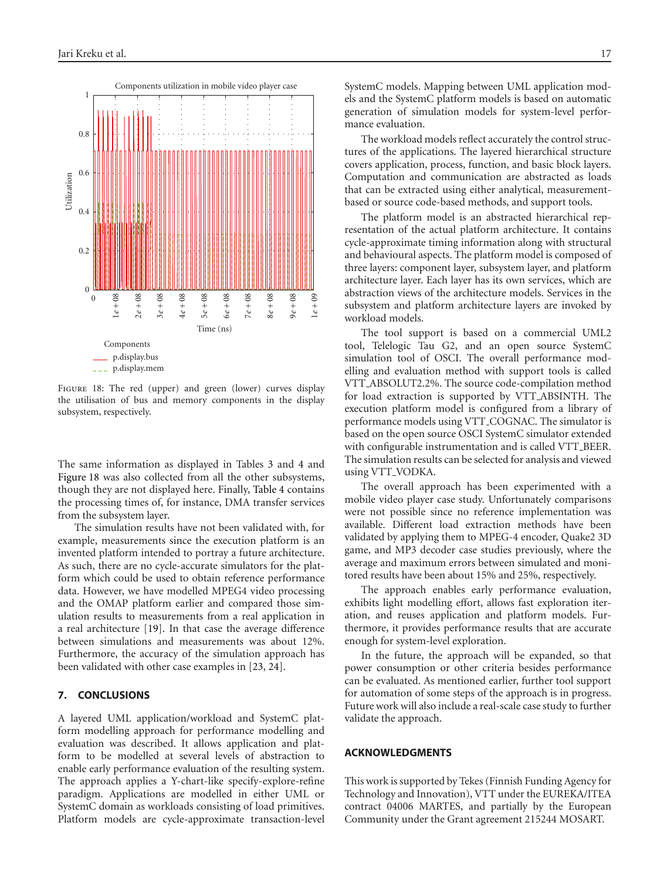Components utilization in mobile video player case

Utilization

1

0.8

0.6

0.4

0.2

0

0

1e+08

2e+08

3e+08

4e+08

5e+08

6e+08

7e+08

8e+08

9e+08

1e+09

Time (ns)

Components

p.display.bus

p.display.mem

Figure 18: The red (upper) and green (lower) curves display the utilisation of bus and memory components in the display subsystem, respectively.

The same information as displayed in Tables 3 and 4 and Figure 18 was also collected from all the other subsystems, though they are not displayed here. Finally, Table 4 contains the processing times of, for instance, DMA transfer services from the subsystem layer.

The simulation results have not been validated with, for example, measurements since the execution platform is an invented platform intended to portray a future architecture. As such, there are no cycle-accurate simulators for the platform which could be used to obtain reference performance data. However, we have modelled MPEG4 video processing and the OMAP platform earlier and compared those simulation results to measurements from a real application in a real architecture [19]. In that case the average difference between simulations and measurements was about 12%. Furthermore, the accuracy of the simulation approach has been validated with other case examples in [23, 24].

## 7. CONCLUSIONS

A layered UML application/workload and SystemC platform modelling approach for performance modelling and evaluation was described. It allows application and platform to be modelled at several levels of abstraction to enable early performance evaluation of the resulting system. The approach applies a Y-chart-like specify-explore-refine paradigm. Applications are modelled in either UML or SystemC domain as workloads consisting of load primitives. Platform models are cycle-approximate transaction-level SystemC models. Mapping between UML application models and the SystemC platform models is based on automatic generation of simulation models for system-level performance evaluation.

The workload models reflect accurately the control structures of the applications. The layered hierarchical structure covers application, process, function, and basic block layers. Computation and communication are abstracted as loads that can be extracted using either analytical, measurement-based or source code-based methods, and support tools.

The platform model is an abstracted hierarchical representation of the actual platform architecture. It contains cycle-approximate timing information along with structural and behavioural aspects. The platform model is composed of three layers: component layer, subsystem layer, and platform architecture layer. Each layer has its own services, which are abstraction views of the architecture models. Services in the subsystem and platform architecture layers are invoked by workload models.

The tool support is based on a commercial UML2 tool, Telelogic Tau G2, and an open source SystemC simulation tool of OSCI. The overall performance modelling and evaluation method with support tools is called VTT_ABSOLUT2.2%. The source code-compilation method for load extraction is supported by VTT_ABSINTH. The execution platform model is configured from a library of performance models using VTT_COGNAC. The simulator is based on the open source OSCI SystemC simulator extended with configurable instrumentation and is called VTT_BEER. The simulation results can be selected for analysis and viewed using VTT_VODKA.

The overall approach has been experimented with a mobile video player case study. Unfortunately comparisons were not possible since no reference implementation was available. Different load extraction methods have been validated by applying them to MPEG-4 encoder, Quake2 3D game, and MP3 decoder case studies previously, where the average and maximum errors between simulated and monitored results have been about 15% and 25%, respectively.

The approach enables early performance evaluation, exhibits light modelling effort, allows fast exploration iteration, and reuses application and platform models. Furthermore, it provides performance results that are accurate enough for system-level exploration.

In the future, the approach will be expanded, so that power consumption or other criteria besides performance can be evaluated. As mentioned earlier, further tool support for automation of some steps of the approach is in progress. Future work will also include a real-scale case study to further validate the approach.

## ACKNOWLEDGMENTS

This work is supported by Tekes (Finnish Funding Agency for Technology and Innovation), VTT under the EUREKA/ITEA contract 04006 MARTES, and partially by the European Community under the Grant agreement 215244 MOSART.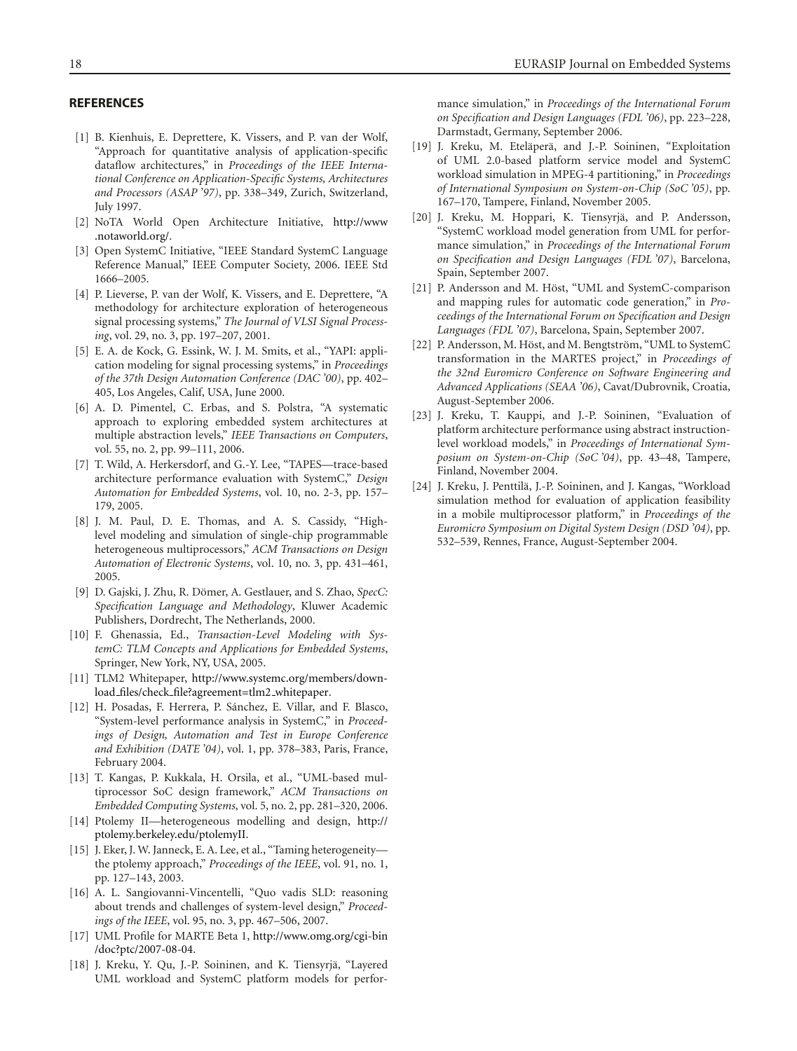## REFERENCES

[1] B. Kienhuis, E. Deprettere, K. Vissers, and P. van der Wolf, "Approach for quantitative analysis of application-specific dataflow architectures," in *Proceedings of the IEEE International Conference on Application-Specific Systems, Architectures and Processors (ASAP '97)*, pp. 338–349, Zurich, Switzerland, July 1997.

[2] NoTA World Open Architecture Initiative, http://www.notaworld.org/.

[3] Open SystemC Initiative, "IEEE Standard SystemC Language Reference Manual," IEEE Computer Society, 2006. IEEE Std 1666–2005.

[4] P. Lieverse, P. van der Wolf, K. Vissers, and E. Deprettere, "A methodology for architecture exploration of heterogeneous signal processing systems," *The Journal of VLSI Signal Processing*, vol. 29, no. 3, pp. 197–207, 2001.

[5] E. A. de Kock, G. Essink, W. J. M. Smits, et al., "YAPI: application modeling for signal processing systems," in *Proceedings of the 37th Design Automation Conference (DAC '00)*, pp. 402–405, Los Angeles, Calif, USA, June 2000.

[6] A. D. Pimentel, C. Erbas, and S. Polstra, "A systematic approach to exploring embedded system architectures at multiple abstraction levels," *IEEE Transactions on Computers*, vol. 55, no. 2, pp. 99–111, 2006.

[7] T. Wild, A. Herkersdorf, and G.-Y. Lee, "TAPES—trace-based architecture performance evaluation with SystemC," *Design Automation for Embedded Systems*, vol. 10, no. 2-3, pp. 157–179, 2005.

[8] J. M. Paul, D. E. Thomas, and A. S. Cassidy, "High-level modeling and simulation of single-chip programmable heterogeneous multiprocessors," *ACM Transactions on Design Automation of Electronic Systems*, vol. 10, no. 3, pp. 431–461, 2005.

[9] D. Gajski, J. Zhu, R. Dömer, A. Gestlauer, and S. Zhao, *SpecC: Specification Language and Methodology*, Kluwer Academic Publishers, Dordrecht, The Netherlands, 2000.

[10] F. Ghenassia, Ed., *Transaction-Level Modeling with SystemC: TLM Concepts and Applications for Embedded Systems*, Springer, New York, NY, USA, 2005.

[11] TLM2 Whitepaper, http://www.systemc.org/members/download_files/check_file?agreement=tlm2_whitepaper.

[12] H. Posadas, F. Herrera, P. Sánchez, E. Villar, and F. Blasco, "System-level performance analysis in SystemC," in *Proceedings of Design, Automation and Test in Europe Conference and Exhibition (DATE '04)*, vol. 1, pp. 378–383, Paris, France, February 2004.

[13] T. Kangas, P. Kukkala, H. Orsila, et al., "UML-based multiprocessor SoC design framework," *ACM Transactions on Embedded Computing Systems*, vol. 5, no. 2, pp. 281–320, 2006.

[14] Ptolemy II—heterogeneous modelling and design, http://ptolemy.berkeley.edu/ptolemyII.

[15] J. Eker, J. W. Janneck, E. A. Lee, et al., "Taming heterogeneity—the ptolemy approach," *Proceedings of the IEEE*, vol. 91, no. 1, pp. 127–143, 2003.

[16] A. L. Sangiovanni-Vincentelli, "Quo vadis SLD: reasoning about trends and challenges of system-level design," *Proceedings of the IEEE*, vol. 95, no. 3, pp. 467–506, 2007.

[17] UML Profile for MARTE Beta 1, http://www.omg.org/cgi-bin/doc?ptc/2007-08-04.

[18] J. Kreku, Y. Qu, J.-P. Soininen, and K. Tiensyrjä, "Layered UML workload and SystemC platform models for performance simulation," in *Proceedings of the International Forum on Specification and Design Languages (FDL '06)*, pp. 223–228, Darmstadt, Germany, September 2006.

[19] J. Kreku, M. Eteläperä, and J.-P. Soininen, "Exploitation of UML 2.0-based platform service model and SystemC workload simulation in MPEG-4 partitioning," in *Proceedings of International Symposium on System-on-Chip (SoC '05)*, pp. 167–170, Tampere, Finland, November 2005.

[20] J. Kreku, M. Hoppari, K. Tiensyrjä, and P. Andersson, "SystemC workload model generation from UML for performance simulation," in *Proceedings of the International Forum on Specification and Design Languages (FDL '07)*, Barcelona, Spain, September 2007.

[21] P. Andersson and M. Höst, "UML and SystemC-comparison and mapping rules for automatic code generation," in *Proceedings of the International Forum on Specification and Design Languages (FDL '07)*, Barcelona, Spain, September 2007.

[22] P. Andersson, M. Höst, and M. Bengtström, "UML to SystemC transformation in the MARTES project," in *Proceedings of the 32nd Euromicro Conference on Software Engineering and Advanced Applications (SEAA '06)*, Cavat/Dubrovnik, Croatia, August-September 2006.

[23] J. Kreku, T. Kauppi, and J.-P. Soininen, "Evaluation of platform architecture performance using abstract instruction-level workload models," in *Proceedings of International Symposium on System-on-Chip (SoC '04)*, pp. 43–48, Tampere, Finland, November 2004.

[24] J. Kreku, J. Penttilä, J.-P. Soininen, and J. Kangas, "Workload simulation method for evaluation of application feasibility in a mobile multiprocessor platform," in *Proceedings of the Euromicro Symposium on Digital System Design (DSD '04)*, pp. 532–539, Rennes, France, August-September 2004.